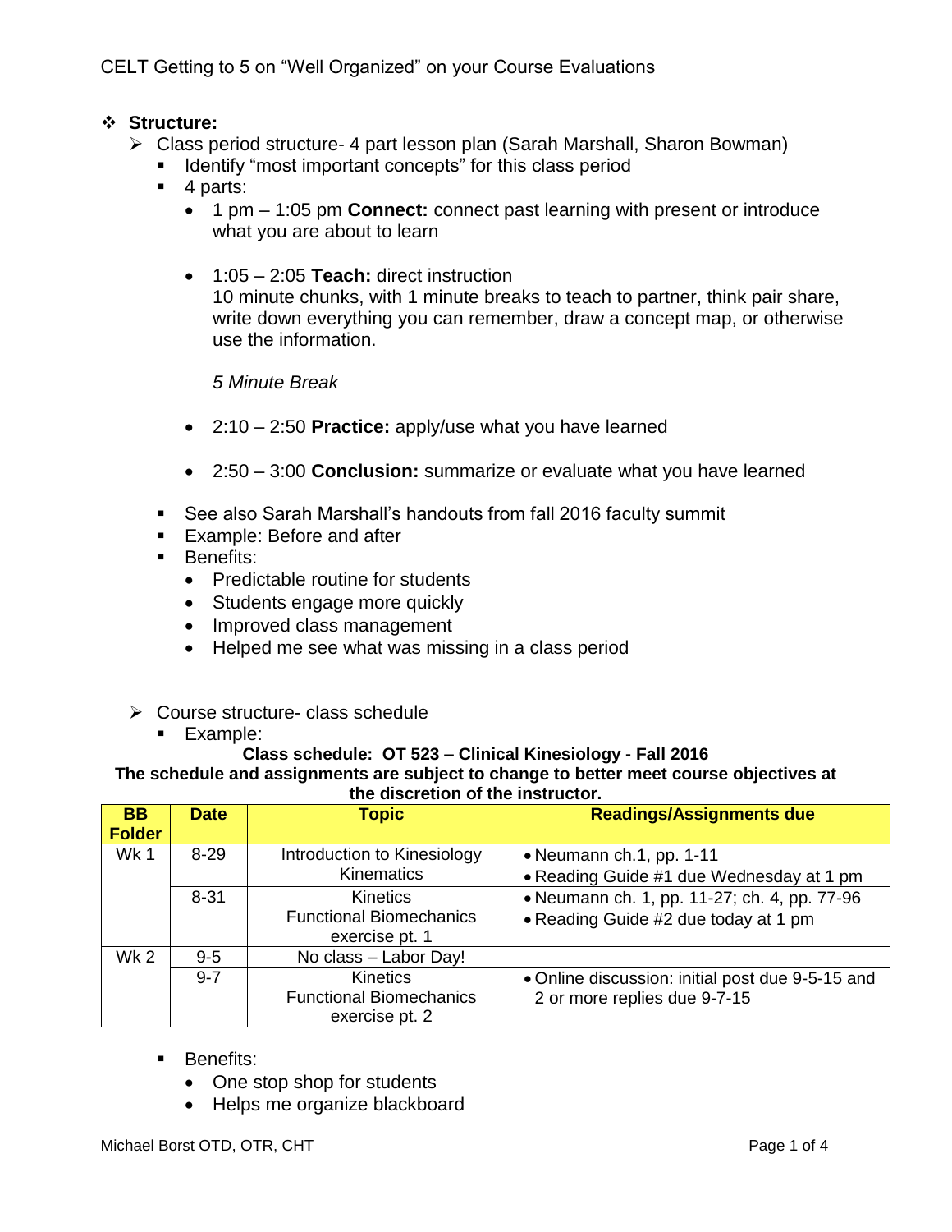# CELT Getting to 5 on "Well Organized" on your Course Evaluations

- **Structure:**
  - Class period structure- 4 part lesson plan (Sarah Marshall, Sharon Bowman)
    - Identify "most important concepts" for this class period
    - 4 parts:
      - 1 pm – 1:05 pm **Connect:** connect past learning with present or introduce what you are about to learn
      - 1:05 – 2:05 **Teach:** direct instruction
        10 minute chunks, with 1 minute breaks to teach to partner, think pair share, write down everything you can remember, draw a concept map, or otherwise use the information.

        *5 Minute Break*
      - 2:10 – 2:50 **Practice:** apply/use what you have learned
      - 2:50 – 3:00 **Conclusion:** summarize or evaluate what you have learned
    - See also Sarah Marshall's handouts from fall 2016 faculty summit
    - Example: Before and after
    - Benefits:
      - Predictable routine for students
      - Students engage more quickly
      - Improved class management
      - Helped me see what was missing in a class period
  - Course structure- class schedule
    - Example:

**Class schedule: OT 523 – Clinical Kinesiology - Fall 2016**
**The schedule and assignments are subject to change to better meet course objectives at the discretion of the instructor.**

| BB Folder | Date | Topic | Readings/Assignments due |
|---|---|---|---|
| Wk 1 | 8-29 | Introduction to Kinesiology<br>Kinematics | • Neumann ch.1, pp. 1-11<br>• Reading Guide #1 due Wednesday at 1 pm |
| | 8-31 | Kinetics<br>Functional Biomechanics exercise pt. 1 | • Neumann ch. 1, pp. 11-27; ch. 4, pp. 77-96<br>• Reading Guide #2 due today at 1 pm |
| Wk 2 | 9-5 | No class – Labor Day! | |
| | 9-7 | Kinetics<br>Functional Biomechanics exercise pt. 2 | • Online discussion: initial post due 9-5-15 and 2 or more replies due 9-7-15 |

- Benefits:
  - One stop shop for students
  - Helps me organize blackboard

Michael Borst OTD, OTR, CHT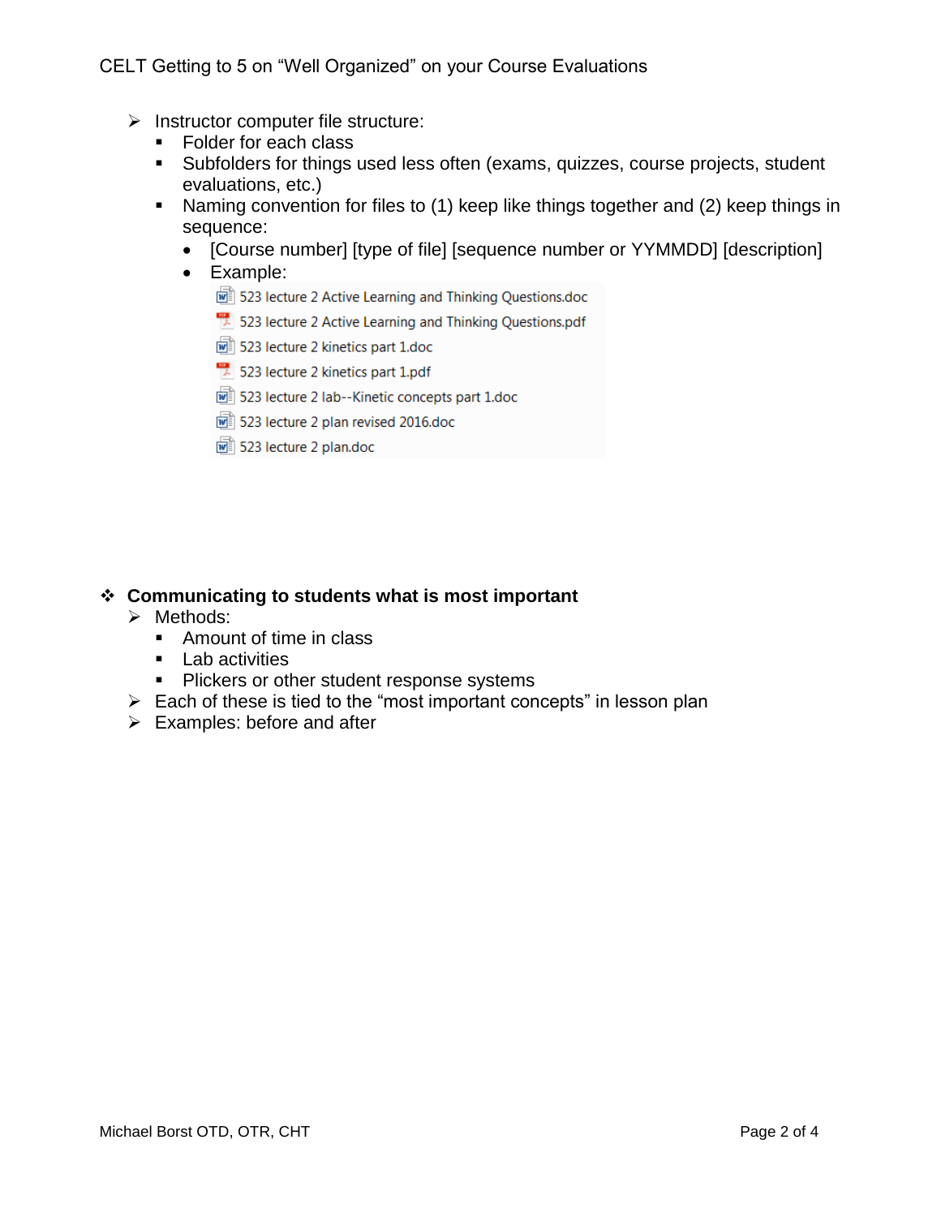- Instructor computer file structure:
  - Folder for each class
  - Subfolders for things used less often (exams, quizzes, course projects, student evaluations, etc.)
  - Naming convention for files to (1) keep like things together and (2) keep things in sequence:
    - [Course number] [type of file] [sequence number or YYMMDD] [description]
    - Example:
      - 523 lecture 2 Active Learning and Thinking Questions.doc
      - 523 lecture 2 Active Learning and Thinking Questions.pdf
      - 523 lecture 2 kinetics part 1.doc
      - 523 lecture 2 kinetics part 1.pdf
      - 523 lecture 2 lab--Kinetic concepts part 1.doc
      - 523 lecture 2 plan revised 2016.doc
      - 523 lecture 2 plan.doc

- **Communicating to students what is most important**
  - Methods:
    - Amount of time in class
    - Lab activities
    - Plickers or other student response systems
  - Each of these is tied to the "most important concepts" in lesson plan
  - Examples: before and after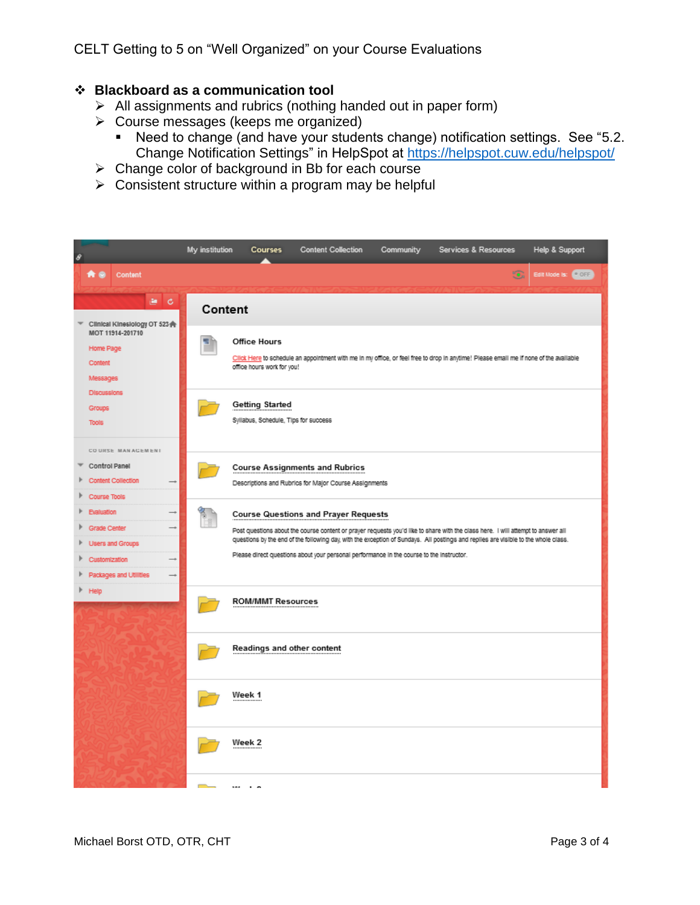- **Blackboard as a communication tool**
  - All assignments and rubrics (nothing handed out in paper form)
  - Course messages (keeps me organized)
    - Need to change (and have your students change) notification settings. See "5.2. Change Notification Settings" in HelpSpot at https://helpspot.cuw.edu/helpspot/
  - Change color of background in Bb for each course
  - Consistent structure within a program may be helpful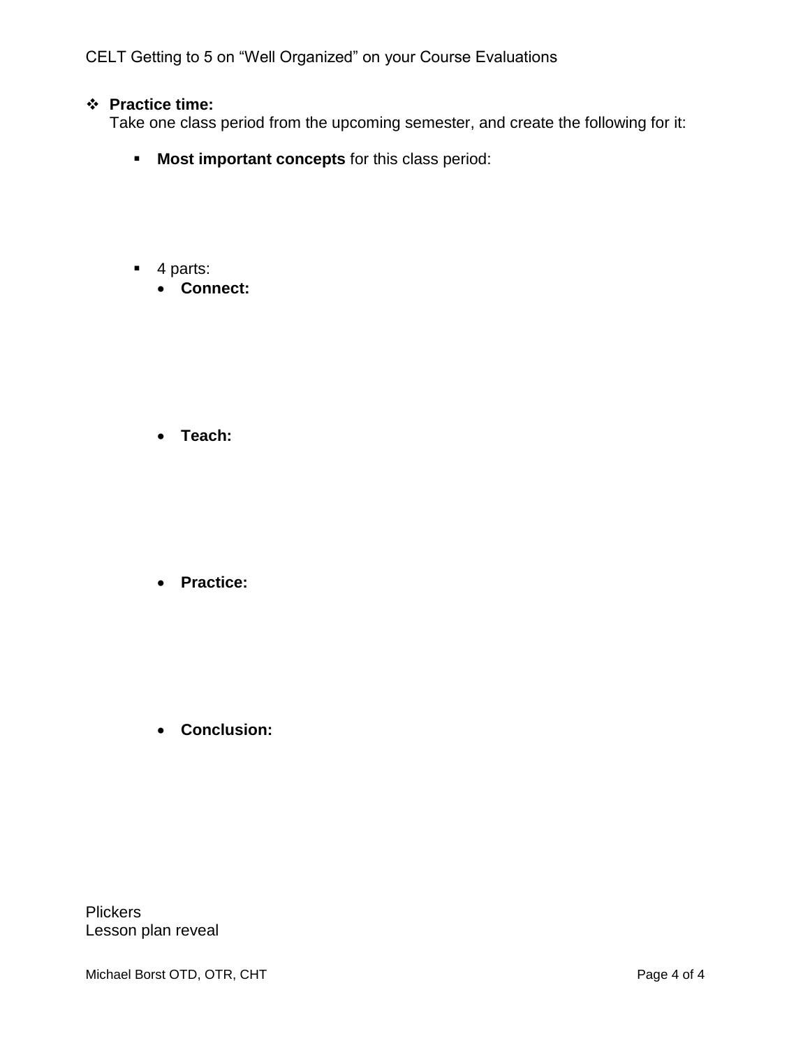- **Practice time:**
  Take one class period from the upcoming semester, and create the following for it:

  - **Most important concepts** for this class period:

  - 4 parts:
    - **Connect:**
    - **Teach:**
    - **Practice:**
    - **Conclusion:**

Plickers
Lesson plan reveal